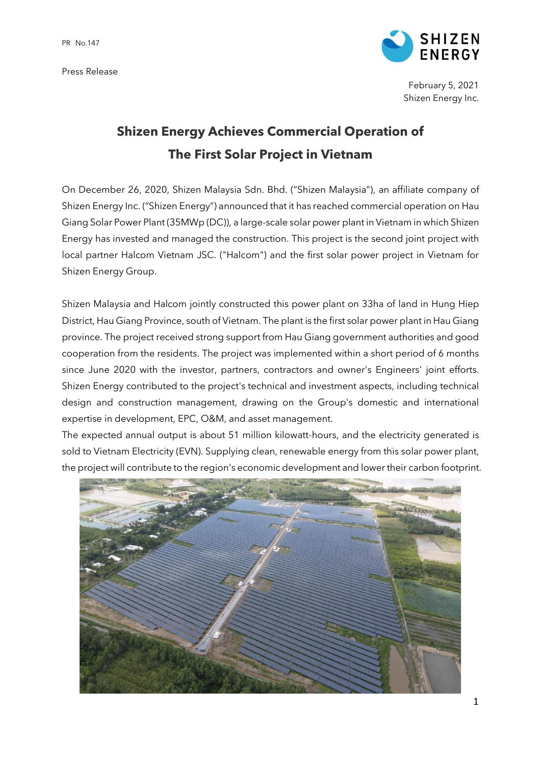PR No.147

Press Release

February 5, 2021
Shizen Energy Inc.

# Shizen Energy Achieves Commercial Operation of The First Solar Project in Vietnam

On December 26, 2020, Shizen Malaysia Sdn. Bhd. ("Shizen Malaysia"), an affiliate company of Shizen Energy Inc. ("Shizen Energy") announced that it has reached commercial operation on Hau Giang Solar Power Plant (35MWp (DC)), a large-scale solar power plant in Vietnam in which Shizen Energy has invested and managed the construction. This project is the second joint project with local partner Halcom Vietnam JSC. ("Halcom") and the first solar power project in Vietnam for Shizen Energy Group.

Shizen Malaysia and Halcom jointly constructed this power plant on 33ha of land in Hung Hiep District, Hau Giang Province, south of Vietnam. The plant is the first solar power plant in Hau Giang province. The project received strong support from Hau Giang government authorities and good cooperation from the residents. The project was implemented within a short period of 6 months since June 2020 with the investor, partners, contractors and owner's Engineers' joint efforts. Shizen Energy contributed to the project's technical and investment aspects, including technical design and construction management, drawing on the Group's domestic and international expertise in development, EPC, O&M, and asset management.

The expected annual output is about 51 million kilowatt-hours, and the electricity generated is sold to Vietnam Electricity (EVN). Supplying clean, renewable energy from this solar power plant, the project will contribute to the region's economic development and lower their carbon footprint.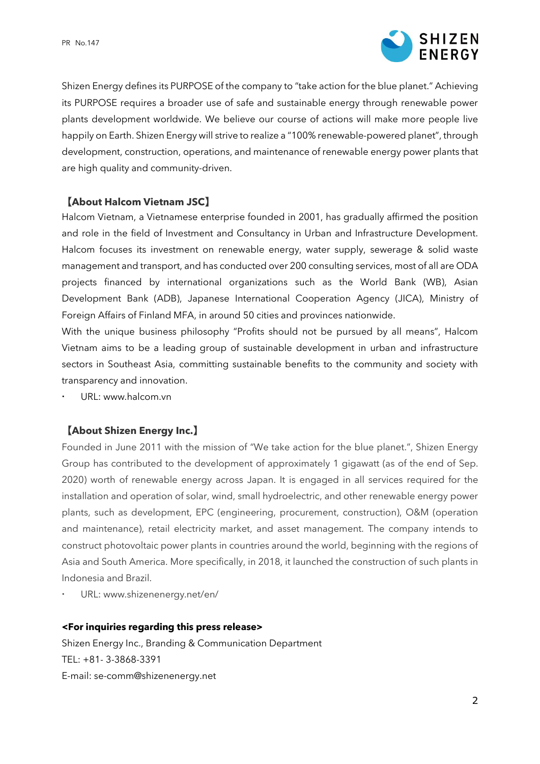Shizen Energy defines its PURPOSE of the company to "take action for the blue planet." Achieving its PURPOSE requires a broader use of safe and sustainable energy through renewable power plants development worldwide. We believe our course of actions will make more people live happily on Earth. Shizen Energy will strive to realize a "100% renewable-powered planet", through development, construction, operations, and maintenance of renewable energy power plants that are high quality and community-driven.

**【About Halcom Vietnam JSC】**

Halcom Vietnam, a Vietnamese enterprise founded in 2001, has gradually affirmed the position and role in the field of Investment and Consultancy in Urban and Infrastructure Development. Halcom focuses its investment on renewable energy, water supply, sewerage & solid waste management and transport, and has conducted over 200 consulting services, most of all are ODA projects financed by international organizations such as the World Bank (WB), Asian Development Bank (ADB), Japanese International Cooperation Agency (JICA), Ministry of Foreign Affairs of Finland MFA, in around 50 cities and provinces nationwide.

With the unique business philosophy "Profits should not be pursued by all means", Halcom Vietnam aims to be a leading group of sustainable development in urban and infrastructure sectors in Southeast Asia, committing sustainable benefits to the community and society with transparency and innovation.

- URL: www.halcom.vn

**【About Shizen Energy Inc.】**

Founded in June 2011 with the mission of "We take action for the blue planet.", Shizen Energy Group has contributed to the development of approximately 1 gigawatt (as of the end of Sep. 2020) worth of renewable energy across Japan. It is engaged in all services required for the installation and operation of solar, wind, small hydroelectric, and other renewable energy power plants, such as development, EPC (engineering, procurement, construction), O&M (operation and maintenance), retail electricity market, and asset management. The company intends to construct photovoltaic power plants in countries around the world, beginning with the regions of Asia and South America. More specifically, in 2018, it launched the construction of such plants in Indonesia and Brazil.

- URL: www.shizenenergy.net/en/

**<For inquiries regarding this press release>**

Shizen Energy Inc., Branding & Communication Department
TEL: +81- 3-3868-3391
E-mail: se-comm@shizenenergy.net